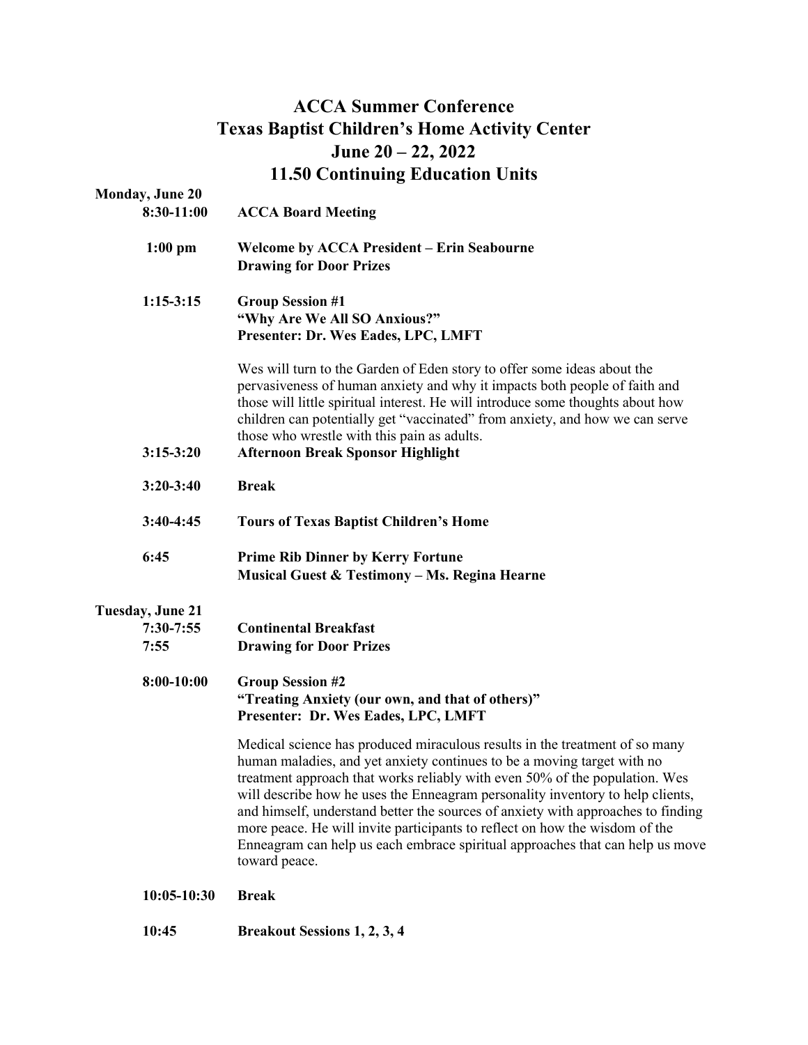# ACCA Summer Conference
# Texas Baptist Children's Home Activity Center
# June 20 – 22, 2022
# 11.50 Continuing Education Units

**Monday, June 20**

**8:30-11:00** **ACCA Board Meeting**

**1:00 pm** **Welcome by ACCA President – Erin Seabourne**
**Drawing for Door Prizes**

**1:15-3:15** **Group Session #1**
**"Why Are We All SO Anxious?"**
**Presenter: Dr. Wes Eades, LPC, LMFT**

Wes will turn to the Garden of Eden story to offer some ideas about the pervasiveness of human anxiety and why it impacts both people of faith and those will little spiritual interest. He will introduce some thoughts about how children can potentially get "vaccinated" from anxiety, and how we can serve those who wrestle with this pain as adults.

**3:15-3:20** **Afternoon Break Sponsor Highlight**

**3:20-3:40** **Break**

**3:40-4:45** **Tours of Texas Baptist Children's Home**

**6:45** **Prime Rib Dinner by Kerry Fortune**
**Musical Guest & Testimony – Ms. Regina Hearne**

**Tuesday, June 21**

**7:30-7:55** **Continental Breakfast**

**7:55** **Drawing for Door Prizes**

**8:00-10:00** **Group Session #2**
**"Treating Anxiety (our own, and that of others)"**
**Presenter: Dr. Wes Eades, LPC, LMFT**

Medical science has produced miraculous results in the treatment of so many human maladies, and yet anxiety continues to be a moving target with no treatment approach that works reliably with even 50% of the population. Wes will describe how he uses the Enneagram personality inventory to help clients, and himself, understand better the sources of anxiety with approaches to finding more peace. He will invite participants to reflect on how the wisdom of the Enneagram can help us each embrace spiritual approaches that can help us move toward peace.

**10:05-10:30** **Break**

**10:45** **Breakout Sessions 1, 2, 3, 4**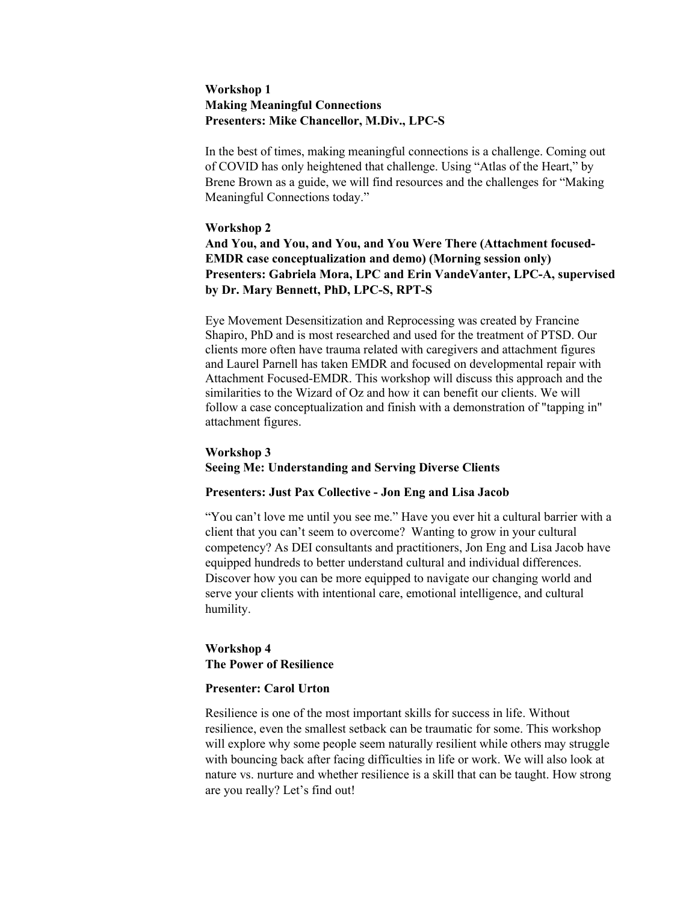**Workshop 1**
**Making Meaningful Connections**
**Presenters: Mike Chancellor, M.Div., LPC-S**

In the best of times, making meaningful connections is a challenge. Coming out of COVID has only heightened that challenge. Using "Atlas of the Heart," by Brene Brown as a guide, we will find resources and the challenges for "Making Meaningful Connections today."

**Workshop 2**
**And You, and You, and You, and You Were There (Attachment focused-EMDR case conceptualization and demo) (Morning session only)**
**Presenters: Gabriela Mora, LPC and Erin VandeVanter, LPC-A, supervised by Dr. Mary Bennett, PhD, LPC-S, RPT-S**

Eye Movement Desensitization and Reprocessing was created by Francine Shapiro, PhD and is most researched and used for the treatment of PTSD. Our clients more often have trauma related with caregivers and attachment figures and Laurel Parnell has taken EMDR and focused on developmental repair with Attachment Focused-EMDR. This workshop will discuss this approach and the similarities to the Wizard of Oz and how it can benefit our clients. We will follow a case conceptualization and finish with a demonstration of "tapping in" attachment figures.

**Workshop 3**
**Seeing Me: Understanding and Serving Diverse Clients**

**Presenters: Just Pax Collective - Jon Eng and Lisa Jacob**

"You can't love me until you see me." Have you ever hit a cultural barrier with a client that you can't seem to overcome? Wanting to grow in your cultural competency? As DEI consultants and practitioners, Jon Eng and Lisa Jacob have equipped hundreds to better understand cultural and individual differences. Discover how you can be more equipped to navigate our changing world and serve your clients with intentional care, emotional intelligence, and cultural humility.

**Workshop 4**
**The Power of Resilience**

**Presenter: Carol Urton**

Resilience is one of the most important skills for success in life. Without resilience, even the smallest setback can be traumatic for some. This workshop will explore why some people seem naturally resilient while others may struggle with bouncing back after facing difficulties in life or work. We will also look at nature vs. nurture and whether resilience is a skill that can be taught. How strong are you really? Let's find out!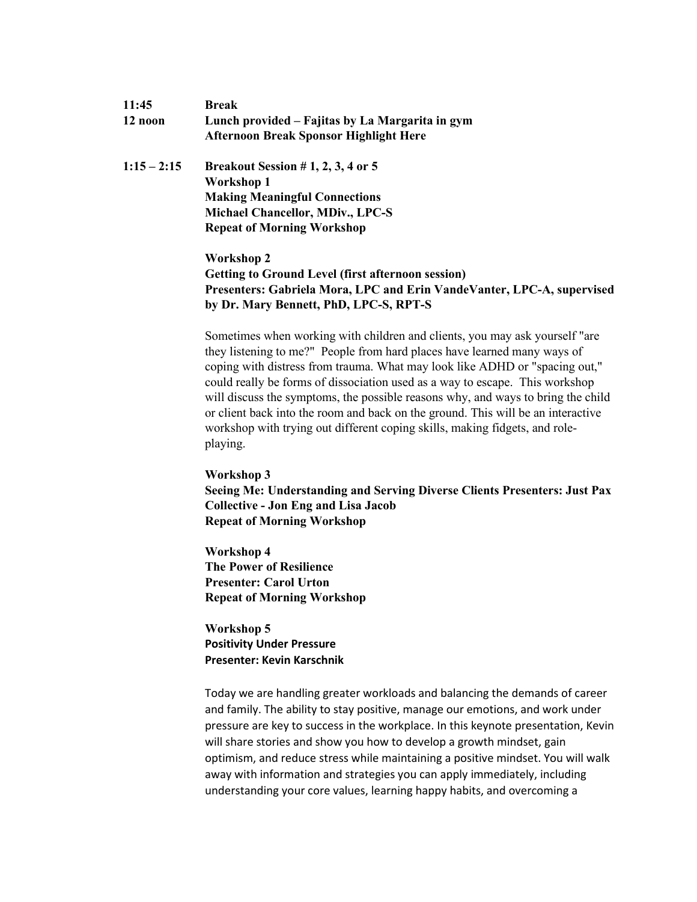**11:45** **Break**

**12 noon** **Lunch provided – Fajitas by La Margarita in gym**
**Afternoon Break Sponsor Highlight Here**

**1:15 – 2:15** **Breakout Session # 1, 2, 3, 4 or 5**

**Workshop 1**
**Making Meaningful Connections**
**Michael Chancellor, MDiv., LPC-S**
**Repeat of Morning Workshop**

**Workshop 2**
**Getting to Ground Level (first afternoon session)**
**Presenters: Gabriela Mora, LPC and Erin VandeVanter, LPC-A, supervised by Dr. Mary Bennett, PhD, LPC-S, RPT-S**

Sometimes when working with children and clients, you may ask yourself "are they listening to me?" People from hard places have learned many ways of coping with distress from trauma. What may look like ADHD or "spacing out," could really be forms of dissociation used as a way to escape. This workshop will discuss the symptoms, the possible reasons why, and ways to bring the child or client back into the room and back on the ground. This will be an interactive workshop with trying out different coping skills, making fidgets, and role-playing.

**Workshop 3**
**Seeing Me: Understanding and Serving Diverse Clients Presenters: Just Pax Collective - Jon Eng and Lisa Jacob**
**Repeat of Morning Workshop**

**Workshop 4**
**The Power of Resilience**
**Presenter: Carol Urton**
**Repeat of Morning Workshop**

**Workshop 5**
**Positivity Under Pressure**
**Presenter: Kevin Karschnik**

Today we are handling greater workloads and balancing the demands of career and family. The ability to stay positive, manage our emotions, and work under pressure are key to success in the workplace. In this keynote presentation, Kevin will share stories and show you how to develop a growth mindset, gain optimism, and reduce stress while maintaining a positive mindset. You will walk away with information and strategies you can apply immediately, including understanding your core values, learning happy habits, and overcoming a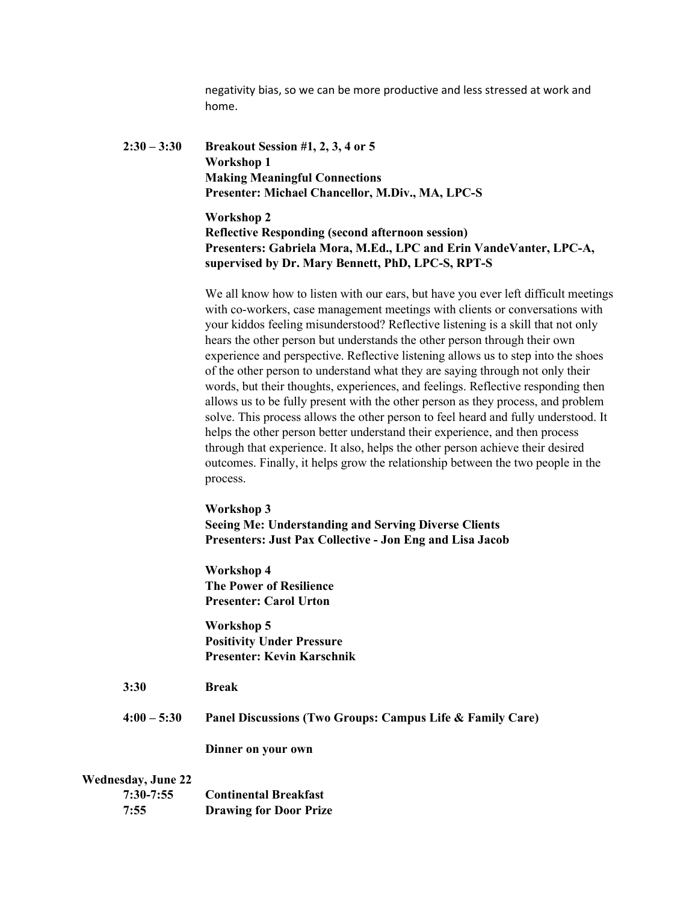negativity bias, so we can be more productive and less stressed at work and home.

**2:30 – 3:30** **Breakout Session #1, 2, 3, 4 or 5**

**Workshop 1**
**Making Meaningful Connections**
**Presenter: Michael Chancellor, M.Div., MA, LPC-S**

**Workshop 2**
**Reflective Responding (second afternoon session)**
**Presenters: Gabriela Mora, M.Ed., LPC and Erin VandeVanter, LPC-A, supervised by Dr. Mary Bennett, PhD, LPC-S, RPT-S**

We all know how to listen with our ears, but have you ever left difficult meetings with co-workers, case management meetings with clients or conversations with your kiddos feeling misunderstood? Reflective listening is a skill that not only hears the other person but understands the other person through their own experience and perspective. Reflective listening allows us to step into the shoes of the other person to understand what they are saying through not only their words, but their thoughts, experiences, and feelings. Reflective responding then allows us to be fully present with the other person as they process, and problem solve. This process allows the other person to feel heard and fully understood. It helps the other person better understand their experience, and then process through that experience. It also, helps the other person achieve their desired outcomes. Finally, it helps grow the relationship between the two people in the process.

**Workshop 3**
**Seeing Me: Understanding and Serving Diverse Clients**
**Presenters: Just Pax Collective - Jon Eng and Lisa Jacob**

**Workshop 4**
**The Power of Resilience**
**Presenter: Carol Urton**

**Workshop 5**
**Positivity Under Pressure**
**Presenter: Kevin Karschnik**

**3:30** **Break**

**4:00 – 5:30** **Panel Discussions (Two Groups: Campus Life & Family Care)**

**Dinner on your own**

**Wednesday, June 22**

**7:30-7:55** **Continental Breakfast**

**7:55** **Drawing for Door Prize**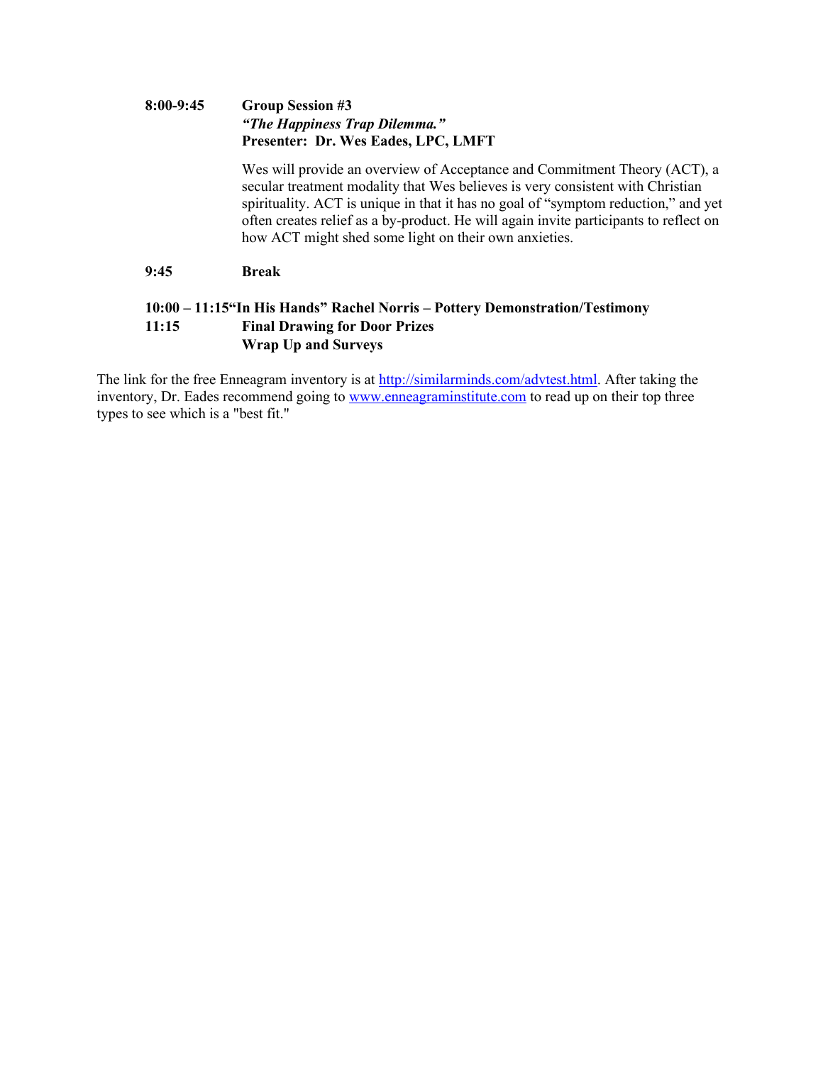**8:00-9:45** **Group Session #3**
***"The Happiness Trap Dilemma."***
**Presenter: Dr. Wes Eades, LPC, LMFT**

Wes will provide an overview of Acceptance and Commitment Theory (ACT), a secular treatment modality that Wes believes is very consistent with Christian spirituality. ACT is unique in that it has no goal of "symptom reduction," and yet often creates relief as a by-product. He will again invite participants to reflect on how ACT might shed some light on their own anxieties.

**9:45** **Break**

**10:00 – 11:15"In His Hands" Rachel Norris – Pottery Demonstration/Testimony**

**11:15** **Final Drawing for Door Prizes**
**Wrap Up and Surveys**

The link for the free Enneagram inventory is at http://similarminds.com/advtest.html. After taking the inventory, Dr. Eades recommend going to www.enneagraminstitute.com to read up on their top three types to see which is a "best fit."